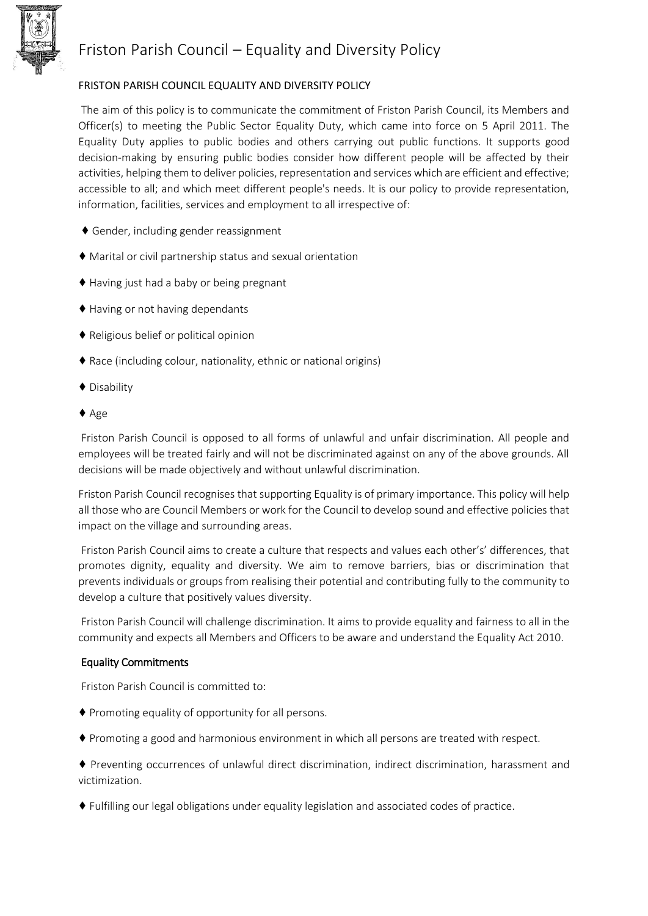# Friston Parish Council – Equality and Diversity Policy

FRISTON PARISH COUNCIL EQUALITY AND DIVERSITY POLICY

The aim of this policy is to communicate the commitment of Friston Parish Council, its Members and Officer(s) to meeting the Public Sector Equality Duty, which came into force on 5 April 2011. The Equality Duty applies to public bodies and others carrying out public functions. It supports good decision-making by ensuring public bodies consider how different people will be affected by their activities, helping them to deliver policies, representation and services which are efficient and effective; accessible to all; and which meet different people's needs. It is our policy to provide representation, information, facilities, services and employment to all irrespective of:

- Gender, including gender reassignment
- Marital or civil partnership status and sexual orientation
- Having just had a baby or being pregnant
- Having or not having dependants
- Religious belief or political opinion
- Race (including colour, nationality, ethnic or national origins)
- Disability
- Age

Friston Parish Council is opposed to all forms of unlawful and unfair discrimination. All people and employees will be treated fairly and will not be discriminated against on any of the above grounds. All decisions will be made objectively and without unlawful discrimination.

Friston Parish Council recognises that supporting Equality is of primary importance. This policy will help all those who are Council Members or work for the Council to develop sound and effective policies that impact on the village and surrounding areas.

Friston Parish Council aims to create a culture that respects and values each other's' differences, that promotes dignity, equality and diversity. We aim to remove barriers, bias or discrimination that prevents individuals or groups from realising their potential and contributing fully to the community to develop a culture that positively values diversity.

Friston Parish Council will challenge discrimination. It aims to provide equality and fairness to all in the community and expects all Members and Officers to be aware and understand the Equality Act 2010.

## Equality Commitments

Friston Parish Council is committed to:

- Promoting equality of opportunity for all persons.
- Promoting a good and harmonious environment in which all persons are treated with respect.
- Preventing occurrences of unlawful direct discrimination, indirect discrimination, harassment and victimization.
- Fulfilling our legal obligations under equality legislation and associated codes of practice.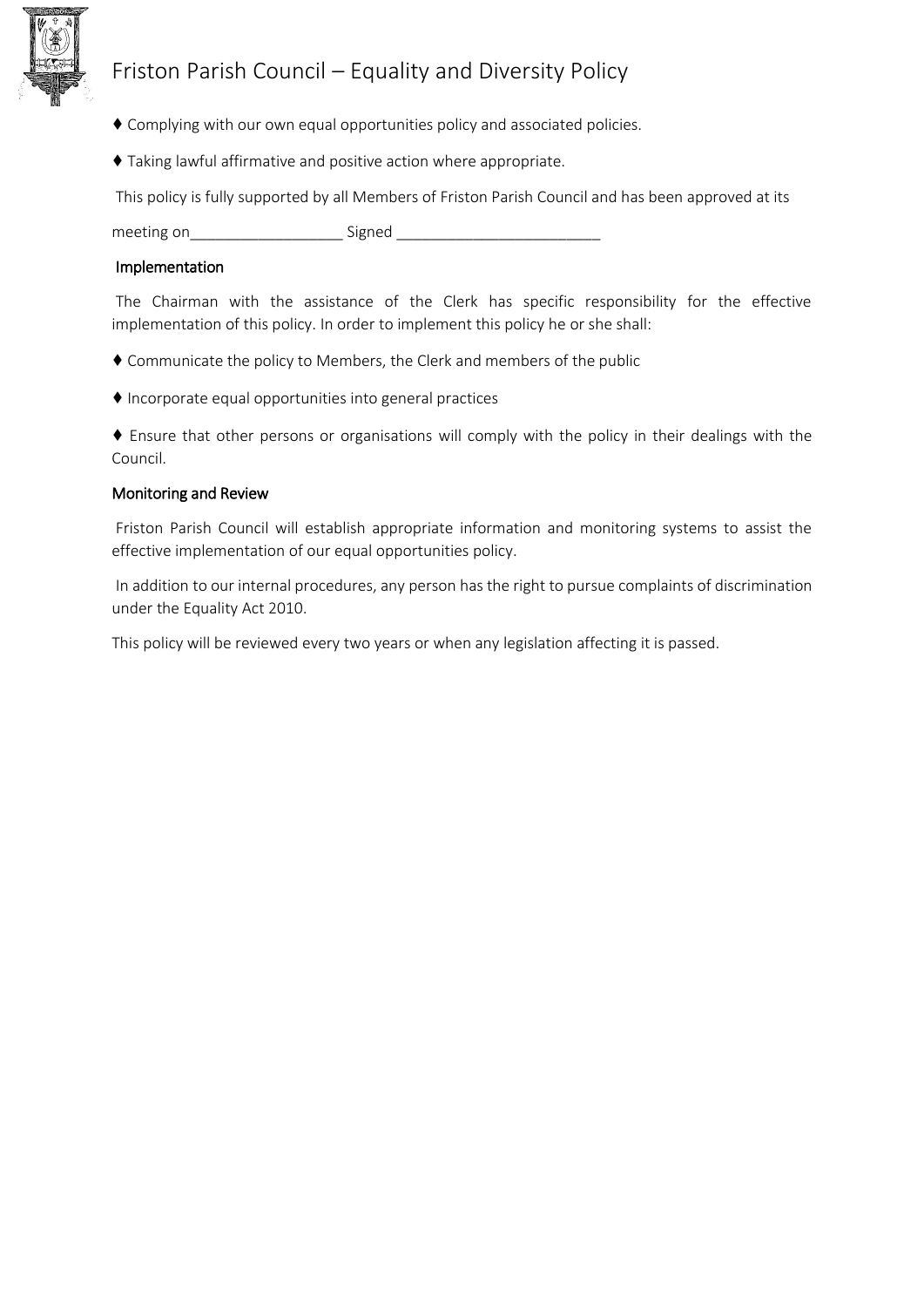♦ Complying with our own equal opportunities policy and associated policies.

♦ Taking lawful affirmative and positive action where appropriate.

This policy is fully supported by all Members of Friston Parish Council and has been approved at its

meeting on__________________ Signed ________________________

**Implementation**

The Chairman with the assistance of the Clerk has specific responsibility for the effective implementation of this policy. In order to implement this policy he or she shall:

♦ Communicate the policy to Members, the Clerk and members of the public

♦ Incorporate equal opportunities into general practices

♦ Ensure that other persons or organisations will comply with the policy in their dealings with the Council.

**Monitoring and Review**

Friston Parish Council will establish appropriate information and monitoring systems to assist the effective implementation of our equal opportunities policy.

In addition to our internal procedures, any person has the right to pursue complaints of discrimination under the Equality Act 2010.

This policy will be reviewed every two years or when any legislation affecting it is passed.